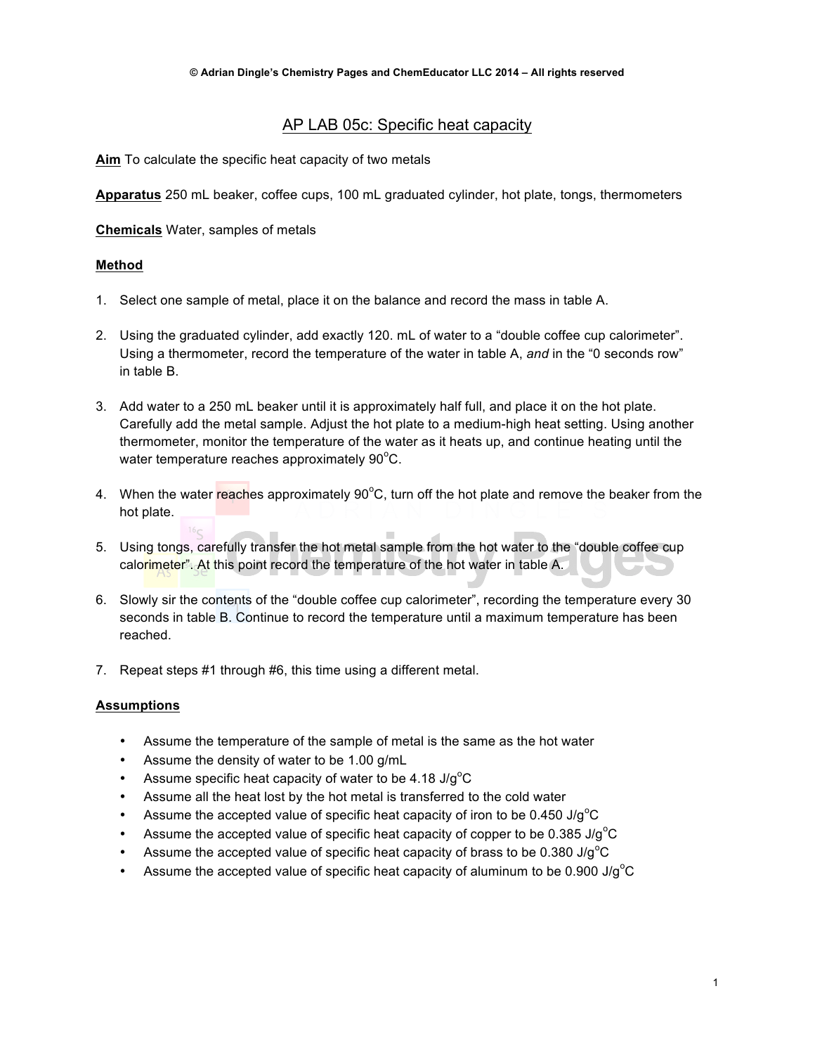© Adrian Dingle's Chemistry Pages and ChemEducator LLC 2014 – All rights reserved

# AP LAB 05c: Specific heat capacity

**Aim** To calculate the specific heat capacity of two metals

**Apparatus** 250 mL beaker, coffee cups, 100 mL graduated cylinder, hot plate, tongs, thermometers

**Chemicals** Water, samples of metals

## Method

1. Select one sample of metal, place it on the balance and record the mass in table A.

2. Using the graduated cylinder, add exactly 120. mL of water to a "double coffee cup calorimeter". Using a thermometer, record the temperature of the water in table A, *and* in the "0 seconds row" in table B.

3. Add water to a 250 mL beaker until it is approximately half full, and place it on the hot plate. Carefully add the metal sample. Adjust the hot plate to a medium-high heat setting. Using another thermometer, monitor the temperature of the water as it heats up, and continue heating until the water temperature reaches approximately 90$^{o}$C.

4. When the water reaches approximately 90$^{o}$C, turn off the hot plate and remove the beaker from the hot plate.

5. Using tongs, carefully transfer the hot metal sample from the hot water to the "double coffee cup calorimeter". At this point record the temperature of the hot water in table A.

6. Slowly sir the contents of the "double coffee cup calorimeter", recording the temperature every 30 seconds in table B. Continue to record the temperature until a maximum temperature has been reached.

7. Repeat steps #1 through #6, this time using a different metal.

## Assumptions

- Assume the temperature of the sample of metal is the same as the hot water
- Assume the density of water to be 1.00 g/mL
- Assume specific heat capacity of water to be 4.18 J/g$^{o}$C
- Assume all the heat lost by the hot metal is transferred to the cold water
- Assume the accepted value of specific heat capacity of iron to be 0.450 J/g$^{o}$C
- Assume the accepted value of specific heat capacity of copper to be 0.385 J/g$^{o}$C
- Assume the accepted value of specific heat capacity of brass to be 0.380 J/g$^{o}$C
- Assume the accepted value of specific heat capacity of aluminum to be 0.900 J/g$^{o}$C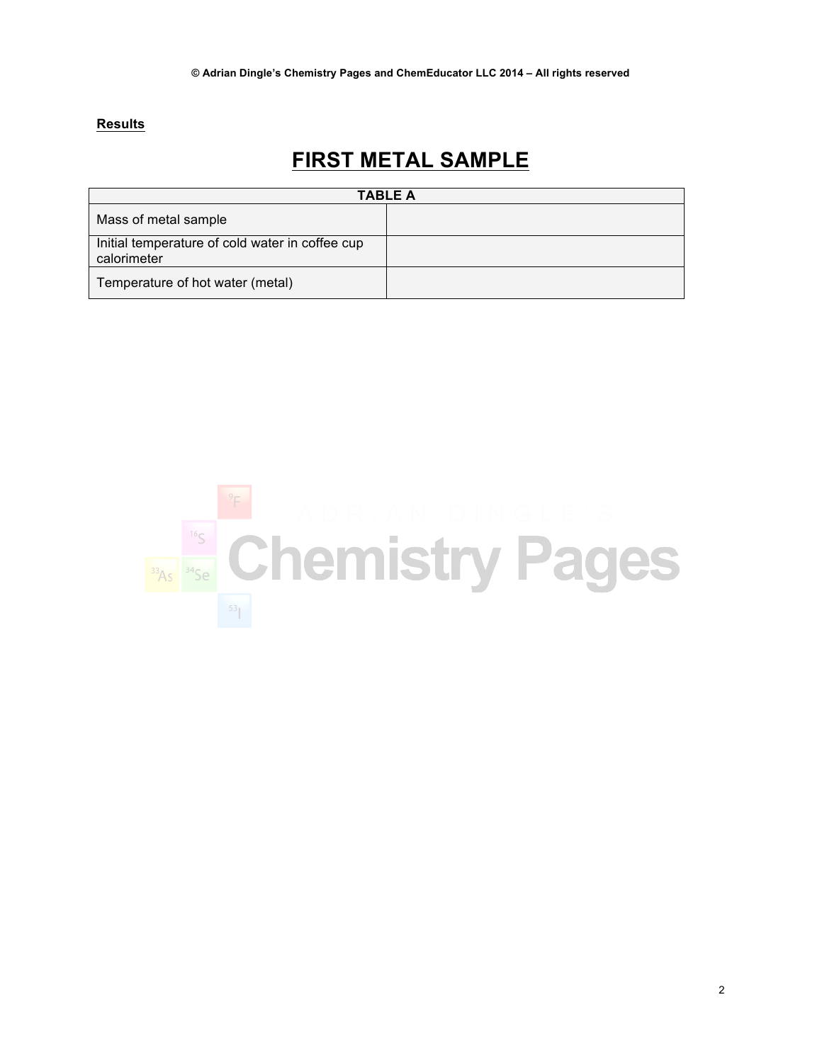**Results**

# FIRST METAL SAMPLE

| TABLE A | |
|---|---|
| Mass of metal sample | |
| Initial temperature of cold water in coffee cup calorimeter | |
| Temperature of hot water (metal) | |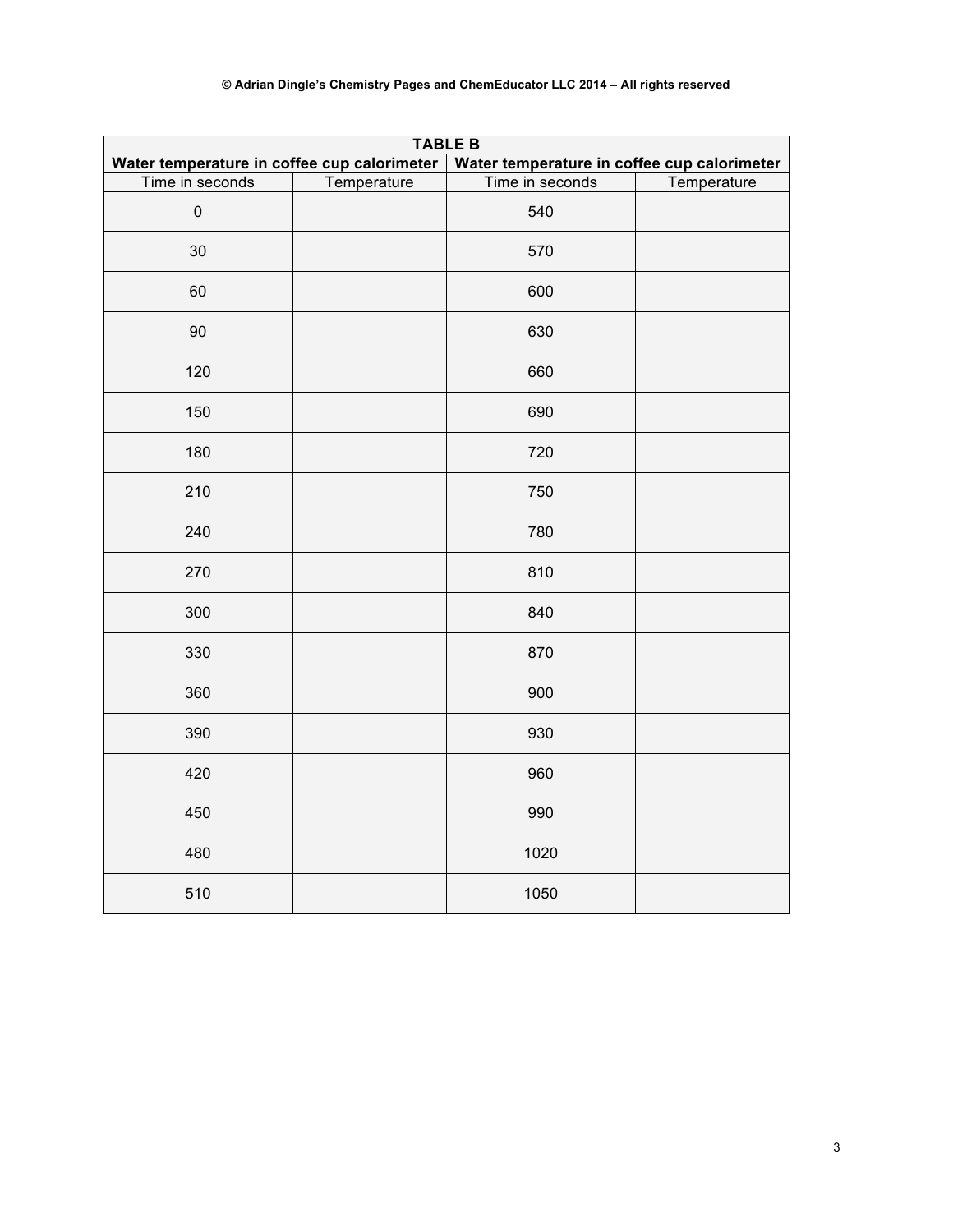| TABLE B | | | |
|---|---|---|---|
| Water temperature in coffee cup calorimeter | | Water temperature in coffee cup calorimeter | |
| Time in seconds | Temperature | Time in seconds | Temperature |
| 0 | | 540 | |
| 30 | | 570 | |
| 60 | | 600 | |
| 90 | | 630 | |
| 120 | | 660 | |
| 150 | | 690 | |
| 180 | | 720 | |
| 210 | | 750 | |
| 240 | | 780 | |
| 270 | | 810 | |
| 300 | | 840 | |
| 330 | | 870 | |
| 360 | | 900 | |
| 390 | | 930 | |
| 420 | | 960 | |
| 450 | | 990 | |
| 480 | | 1020 | |
| 510 | | 1050 | |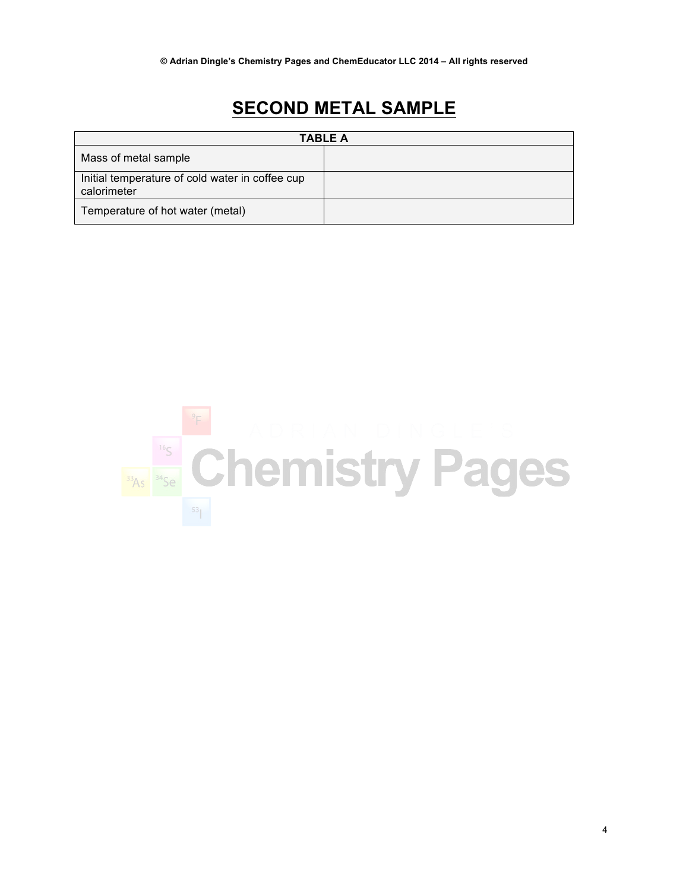# SECOND METAL SAMPLE

| TABLE A | |
|---|---|
| Mass of metal sample | |
| Initial temperature of cold water in coffee cup calorimeter | |
| Temperature of hot water (metal) | |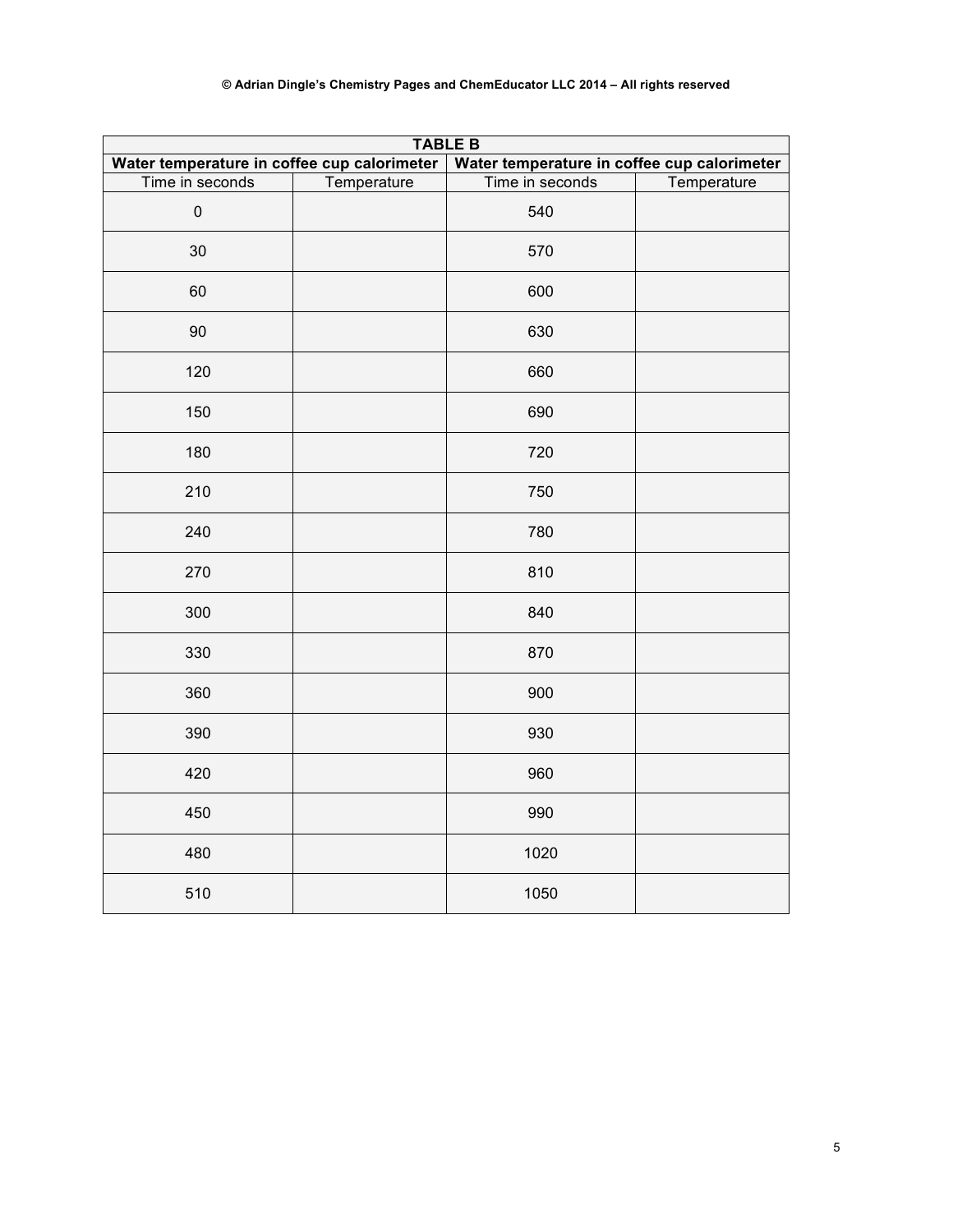| TABLE B | | | |
|---|---|---|---|
| **Water temperature in coffee cup calorimeter** | | **Water temperature in coffee cup calorimeter** | |
| Time in seconds | Temperature | Time in seconds | Temperature |
| 0 | | 540 | |
| 30 | | 570 | |
| 60 | | 600 | |
| 90 | | 630 | |
| 120 | | 660 | |
| 150 | | 690 | |
| 180 | | 720 | |
| 210 | | 750 | |
| 240 | | 780 | |
| 270 | | 810 | |
| 300 | | 840 | |
| 330 | | 870 | |
| 360 | | 900 | |
| 390 | | 930 | |
| 420 | | 960 | |
| 450 | | 990 | |
| 480 | | 1020 | |
| 510 | | 1050 | |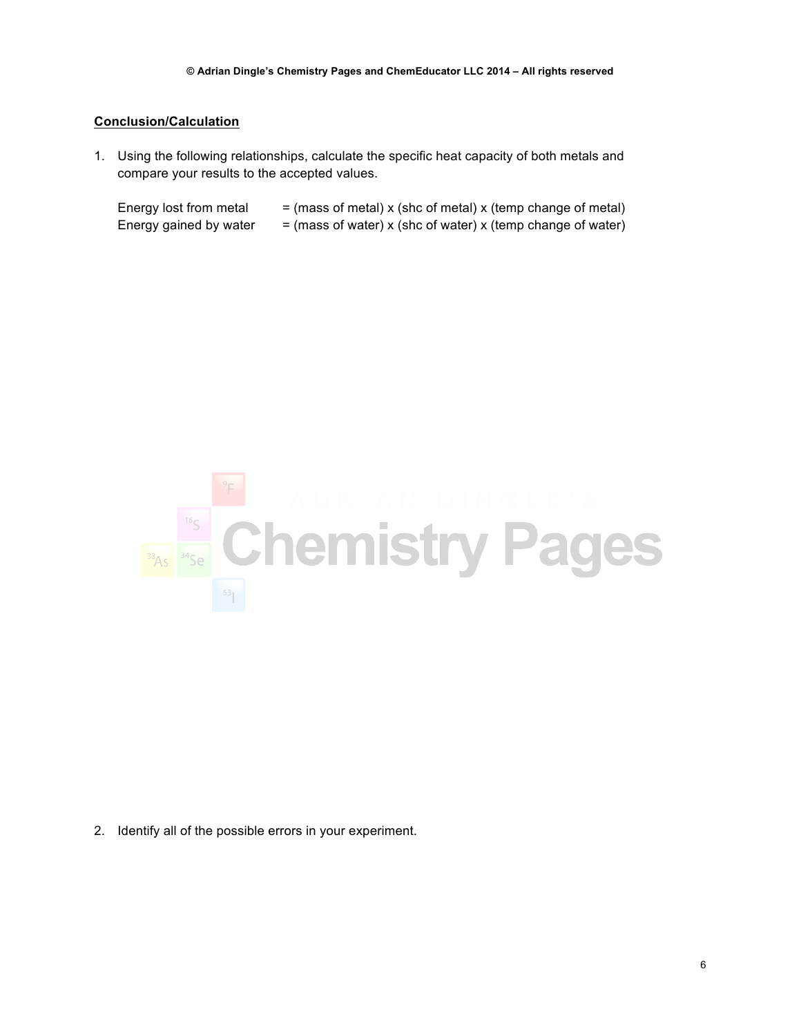**Conclusion/Calculation**

1. Using the following relationships, calculate the specific heat capacity of both metals and compare your results to the accepted values.

   Energy lost from metal = (mass of metal) x (shc of metal) x (temp change of metal)
   Energy gained by water = (mass of water) x (shc of water) x (temp change of water)

2. Identify all of the possible errors in your experiment.